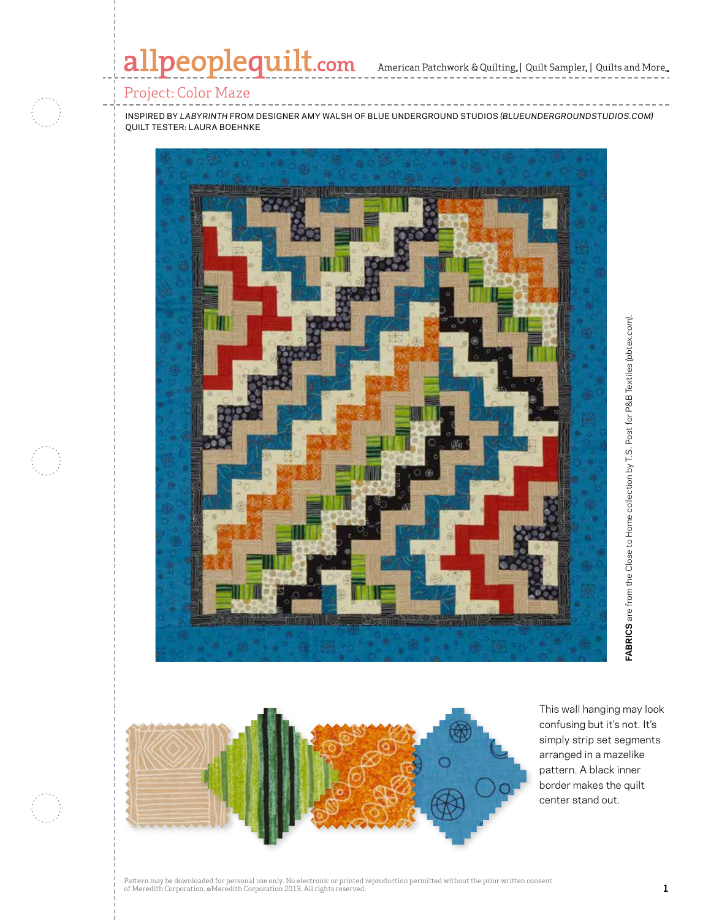# Project: Color Maze

INSPIRED BY *LABYRINTH* FROM DESIGNER AMY WALSH OF BLUE UNDERGROUND STUDIOS *(BLUEUNDERGROUNDSTUDIOS.COM)*
QUILT TESTER: LAURA BOEHNKE

**FABRICS** are from the Close to Home collection by T.S. Post for P&B Textiles *(pbtex.com)*.

This wall hanging may look confusing but it's not. It's simply strip set segments arranged in a mazelike pattern. A black inner border makes the quilt center stand out.

Pattern may be downloaded for personal use only. No electronic or printed reproduction permitted without the prior written consent of Meredith Corporation. ©Meredith Corporation 2013. All rights reserved.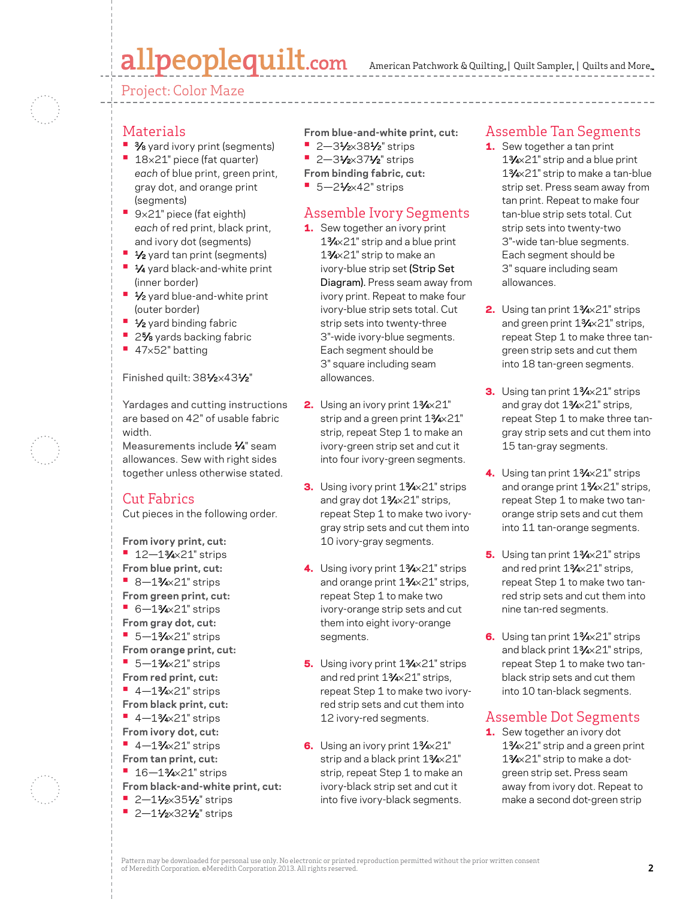Project: Color Maze

## Materials

- ⅜ yard ivory print (segments)
- 18×21" piece (fat quarter) *each* of blue print, green print, gray dot, and orange print (segments)
- 9×21" piece (fat eighth) *each* of red print, black print, and ivory dot (segments)
- ½ yard tan print (segments)
- ¼ yard black-and-white print (inner border)
- ½ yard blue-and-white print (outer border)
- ½ yard binding fabric
- 2⅝ yards backing fabric
- 47×52" batting

Finished quilt: 38½×43½"

Yardages and cutting instructions are based on 42" of usable fabric width.
Measurements include ¼" seam allowances. Sew with right sides together unless otherwise stated.

## Cut Fabrics

Cut pieces in the following order.

**From ivory print, cut:**
- 12—1¾×21" strips

**From blue print, cut:**
- 8—1¾×21" strips

**From green print, cut:**
- 6—1¾×21" strips

**From gray dot, cut:**
- 5—1¾×21" strips

**From orange print, cut:**
- 5—1¾×21" strips

**From red print, cut:**
- 4—1¾×21" strips

**From black print, cut:**
- 4—1¾×21" strips

**From ivory dot, cut:**
- 4—1¾×21" strips

**From tan print, cut:**
- 16—1¾×21" strips

**From black-and-white print, cut:**
- 2—1½×35½" strips
- 2—1½×32½" strips

**From blue-and-white print, cut:**
- 2—3½×38½" strips
- 2—3½×37½" strips

**From binding fabric, cut:**
- 5—2½×42" strips

## Assemble Ivory Segments

1. Sew together an ivory print 1¾×21" strip and a blue print 1¾×21" strip to make an ivory-blue strip set **(Strip Set Diagram).** Press seam away from ivory print. Repeat to make four ivory-blue strip sets total. Cut strip sets into twenty-three 3"-wide ivory-blue segments. Each segment should be 3" square including seam allowances.

2. Using an ivory print 1¾×21" strip and a green print 1¾×21" strip, repeat Step 1 to make an ivory-green strip set and cut it into four ivory-green segments.

3. Using ivory print 1¾×21" strips and gray dot 1¾×21" strips, repeat Step 1 to make two ivory-gray strip sets and cut them into 10 ivory-gray segments.

4. Using ivory print 1¾×21" strips and orange print 1¾×21" strips, repeat Step 1 to make two ivory-orange strip sets and cut them into eight ivory-orange segments.

5. Using ivory print 1¾×21" strips and red print 1¾×21" strips, repeat Step 1 to make two ivory-red strip sets and cut them into 12 ivory-red segments.

6. Using an ivory print 1¾×21" strip and a black print 1¾×21" strip, repeat Step 1 to make an ivory-black strip set and cut it into five ivory-black segments.

## Assemble Tan Segments

1. Sew together a tan print 1¾×21" strip and a blue print 1¾×21" strip to make a tan-blue strip set. Press seam away from tan print. Repeat to make four tan-blue strip sets total. Cut strip sets into twenty-two 3"-wide tan-blue segments. Each segment should be 3" square including seam allowances.

2. Using tan print 1¾×21" strips and green print 1¾×21" strips, repeat Step 1 to make three tan-green strip sets and cut them into 18 tan-green segments.

3. Using tan print 1¾×21" strips and gray dot 1¾×21" strips, repeat Step 1 to make three tan-gray strip sets and cut them into 15 tan-gray segments.

4. Using tan print 1¾×21" strips and orange print 1¾×21" strips, repeat Step 1 to make two tan-orange strip sets and cut them into 11 tan-orange segments.

5. Using tan print 1¾×21" strips and red print 1¾×21" strips, repeat Step 1 to make two tan-red strip sets and cut them into nine tan-red segments.

6. Using tan print 1¾×21" strips and black print 1¾×21" strips, repeat Step 1 to make two tan-black strip sets and cut them into 10 tan-black segments.

## Assemble Dot Segments

1. Sew together an ivory dot 1¾×21" strip and a green print 1¾×21" strip to make a dot-green strip set. Press seam away from ivory dot. Repeat to make a second dot-green strip

Pattern may be downloaded for personal use only. No electronic or printed reproduction permitted without the prior written consent of Meredith Corporation. ©Meredith Corporation 2013. All rights reserved.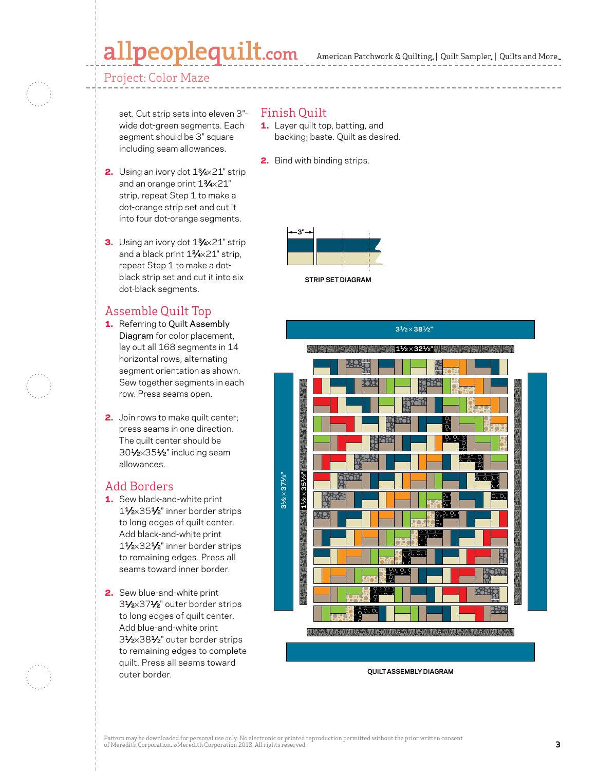set. Cut strip sets into eleven 3"-wide dot-green segments. Each segment should be 3" square including seam allowances.

2. Using an ivory dot 1¾×21" strip and an orange print 1¾×21" strip, repeat Step 1 to make a dot-orange strip set and cut it into four dot-orange segments.

3. Using an ivory dot 1¾×21" strip and a black print 1¾×21" strip, repeat Step 1 to make a dot-black strip set and cut it into six dot-black segments.

## Assemble Quilt Top

1. Referring to **Quilt Assembly Diagram** for color placement, lay out all 168 segments in 14 horizontal rows, alternating segment orientation as shown. Sew together segments in each row. Press seams open.

2. Join rows to make quilt center; press seams in one direction. The quilt center should be 30½×35½" including seam allowances.

## Add Borders

1. Sew black-and-white print 1½×35½" inner border strips to long edges of quilt center. Add black-and-white print 1½×32½" inner border strips to remaining edges. Press all seams toward inner border.

2. Sew blue-and-white print 3½×37½" outer border strips to long edges of quilt center. Add blue-and-white print 3½×38½" outer border strips to remaining edges to complete quilt. Press all seams toward outer border.

## Finish Quilt

1. Layer quilt top, batting, and backing; baste. Quilt as desired.

2. Bind with binding strips.

3"

STRIP SET DIAGRAM

3½ × 38½"

1½ × 32½"

3½ × 37½"

1½ × 35½"

QUILT ASSEMBLY DIAGRAM

Pattern may be downloaded for personal use only. No electronic or printed reproduction permitted without the prior written consent of Meredith Corporation. ©Meredith Corporation 2013. All rights reserved.